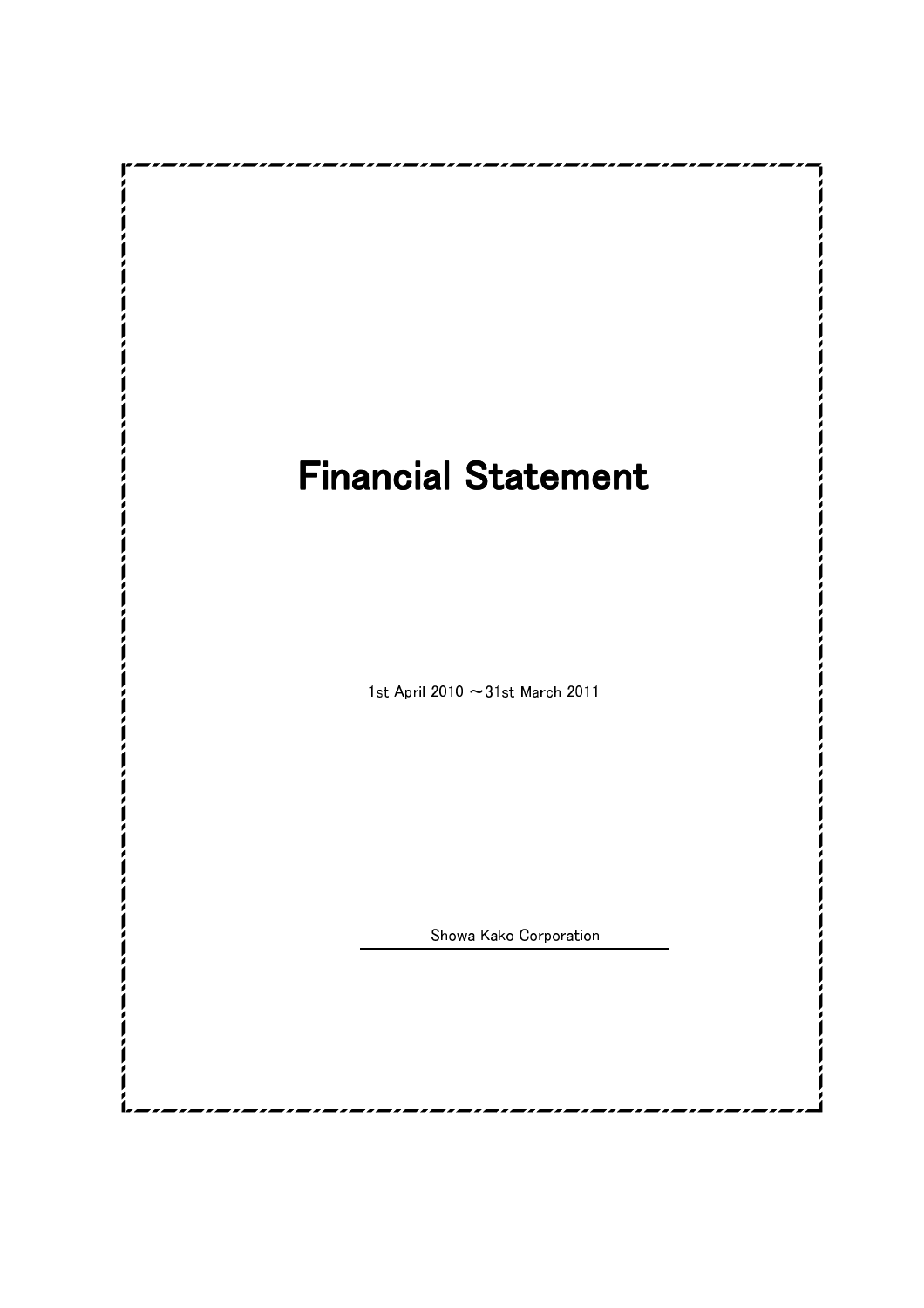# Financial Statement

1st April 2010 ～31st March 2011

Showa Kako Corporation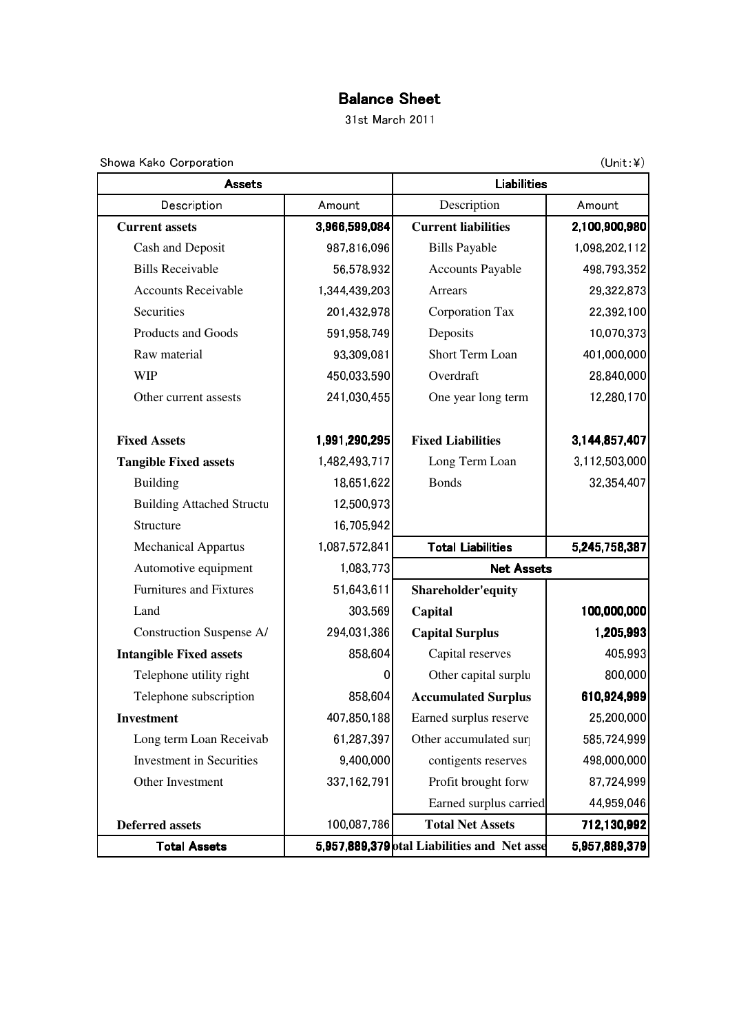# Balance Sheet

31st March 2011

Showa Kako Corporation (Unit:¥)

| Assets | | Liabilities | |
|---|---|---|---|
| Description | Amount | Description | Amount |
| **Current assets** | **3,966,599,084** | **Current liabilities** | **2,100,900,980** |
| Cash and Deposit | 987,816,096 | Bills Payable | 1,098,202,112 |
| Bills Receivable | 56,578,932 | Accounts Payable | 498,793,352 |
| Accounts Receivable | 1,344,439,203 | Arrears | 29,322,873 |
| Securities | 201,432,978 | Corporation Tax | 22,392,100 |
| Products and Goods | 591,958,749 | Deposits | 10,070,373 |
| Raw material | 93,309,081 | Short Term Loan | 401,000,000 |
| WIP | 450,033,590 | Overdraft | 28,840,000 |
| Other current assests | 241,030,455 | One year long term | 12,280,170 |
| **Fixed Assets** | **1,991,290,295** | **Fixed Liabilities** | **3,144,857,407** |
| **Tangible Fixed assets** | 1,482,493,717 | Long Term Loan | 3,112,503,000 |
| Building | 18,651,622 | Bonds | 32,354,407 |
| Building Attached Structu | 12,500,973 | | |
| Structure | 16,705,942 | | |
| Mechanical Appartus | 1,087,572,841 | **Total Liabilities** | **5,245,758,387** |
| Automotive equipment | 1,083,773 | **Net Assets** | |
| Furnitures and Fixtures | 51,643,611 | **Shareholder'equity** | |
| Land | 303,569 | **Capital** | **100,000,000** |
| Construction Suspense A/ | 294,031,386 | **Capital Surplus** | **1,205,993** |
| **Intangible Fixed assets** | 858,604 | Capital reserves | 405,993 |
| Telephone utility right | 0 | Other capital surplu | 800,000 |
| Telephone subscription | 858,604 | **Accumulated Surplus** | **610,924,999** |
| **Investment** | 407,850,188 | Earned surplus reserve | 25,200,000 |
| Long term Loan Receivab | 61,287,397 | Other accumulated sur | 585,724,999 |
| Investment in Securities | 9,400,000 | contigents reserves | 498,000,000 |
| Other Investment | 337,162,791 | Profit brought forw | 87,724,999 |
| | | Earned surplus carried | 44,959,046 |
| **Deferred assets** | 100,087,786 | **Total Net Assets** | **712,130,992** |
| **Total Assets** | **5,957,889,379** | **otal Liabilities and Net asse** | **5,957,889,379** |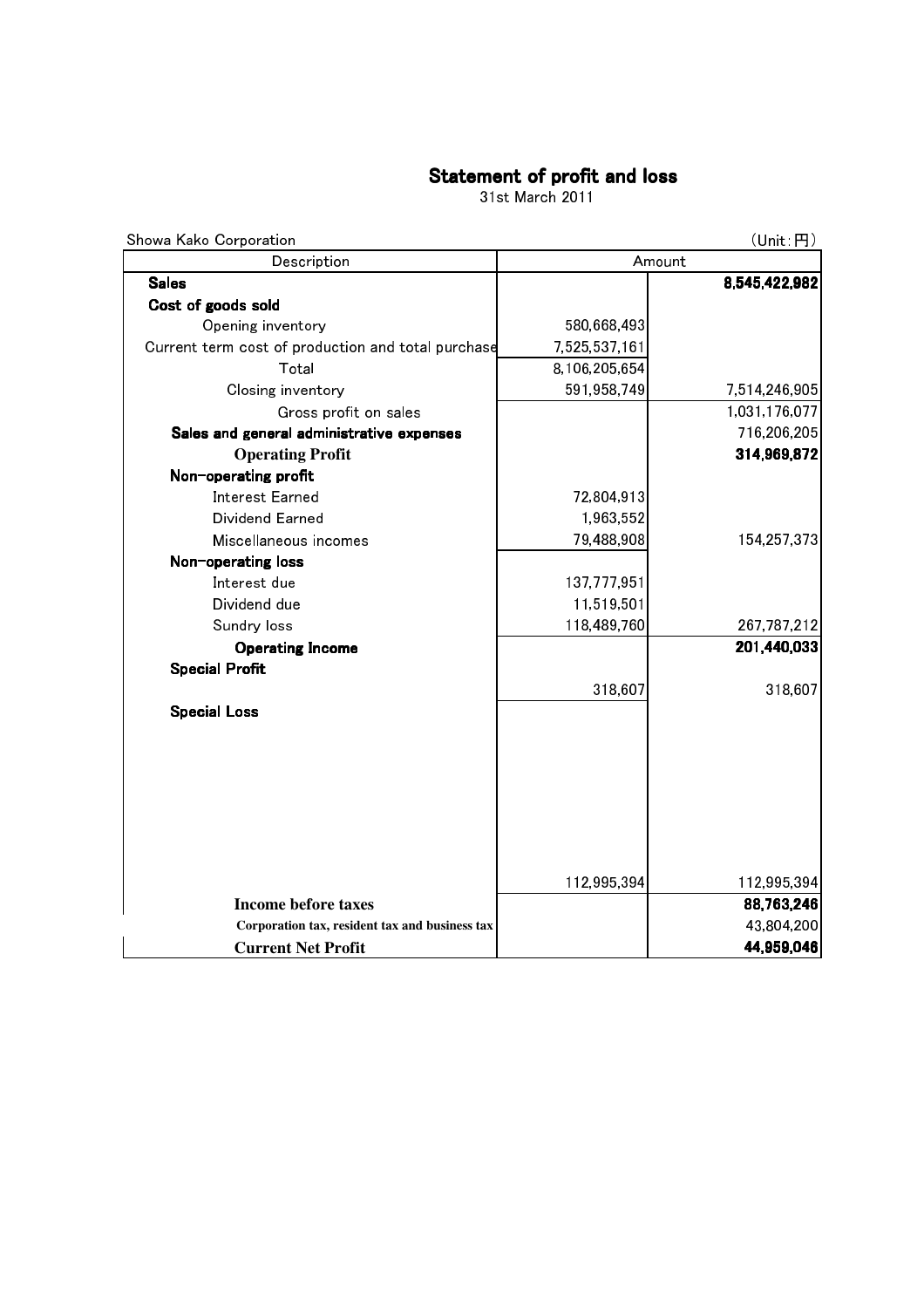# Statement of profit and loss

31st March 2011

Showa Kako Corporation (Unit：円)

| Description | Amount | |
|---|---|---|
| **Sales** | | **8,545,422,982** |
| **Cost of goods sold** | | |
| Opening inventory | 580,668,493 | |
| Current term cost of production and total purchase | 7,525,537,161 | |
| Total | 8,106,205,654 | |
| Closing inventory | 591,958,749 | 7,514,246,905 |
| Gross profit on sales | | 1,031,176,077 |
| **Sales and general administrative expenses** | | 716,206,205 |
| **Operating Profit** | | **314,969,872** |
| **Non-operating profit** | | |
| Interest Earned | 72,804,913 | |
| Dividend Earned | 1,963,552 | |
| Miscellaneous incomes | 79,488,908 | 154,257,373 |
| **Non-operating loss** | | |
| Interest due | 137,777,951 | |
| Dividend due | 11,519,501 | |
| Sundry loss | 118,489,760 | 267,787,212 |
| **Operating Income** | | **201,440,033** |
| **Special Profit** | | |
| | 318,607 | 318,607 |
| **Special Loss** | | |
| | 112,995,394 | 112,995,394 |
| **Income before taxes** | | **88,763,246** |
| **Corporation tax, resident tax and business tax** | | 43,804,200 |
| **Current Net Profit** | | **44,959,046** |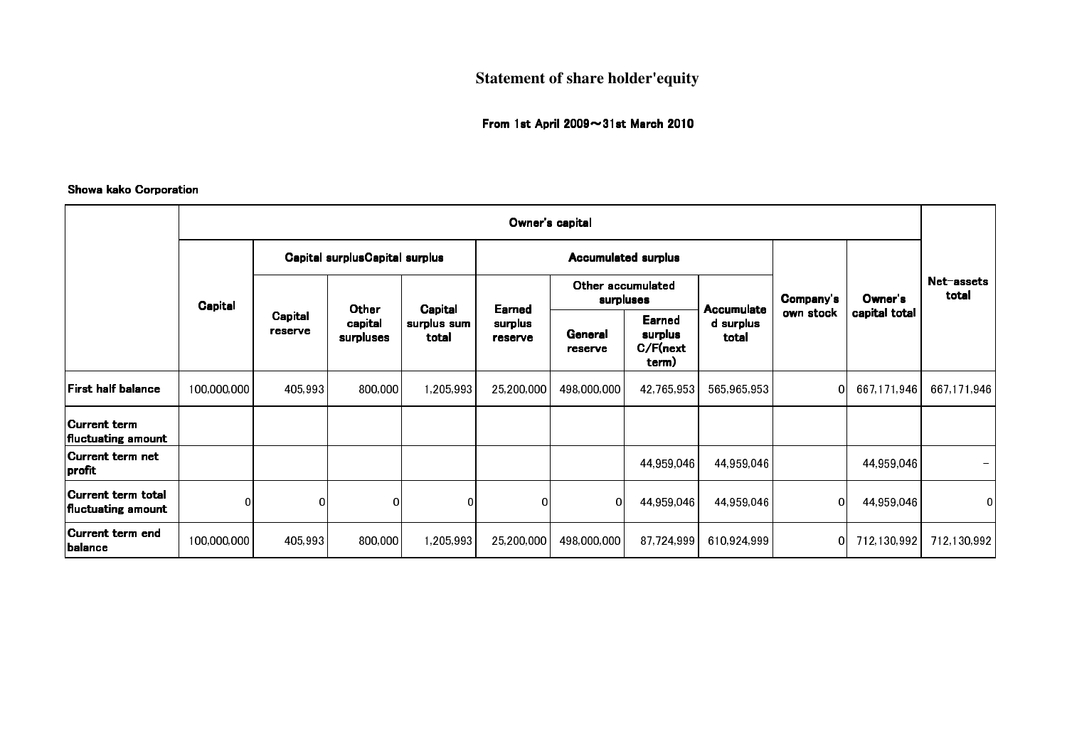# Statement of share holder'equity

From 1st April 2009～31st March 2010

Showa kako Corporation

| | Owner's capital | | | | | | | | | | Net-assets total |
|---|---|---|---|---|---|---|---|---|---|---|---|
| | Capital | Capital surplusCapital surplus | | | Accumulated surplus | | | | Company's own stock | Owner's capital total | |
| | | Capital reserve | Other capital surpluses | Capital surplus sum total | Earned surplus reserve | Other accumulated surpluses | | Accumulated surplus total | | | |
| | | | | | | General reserve | Earned surplus C/F(next term) | | | | |
| First half balance | 100,000,000 | 405,993 | 800,000 | 1,205,993 | 25,200,000 | 498,000,000 | 42,765,953 | 565,965,953 | 0 | 667,171,946 | 667,171,946 |
| Current term fluctuating amount | | | | | | | | | | | |
| Current term net profit | | | | | | | 44,959,046 | 44,959,046 | | 44,959,046 | － |
| Current term total fluctuating amount | 0 | 0 | 0 | 0 | 0 | 0 | 44,959,046 | 44,959,046 | 0 | 44,959,046 | 0 |
| Current term end balance | 100,000,000 | 405,993 | 800,000 | 1,205,993 | 25,200,000 | 498,000,000 | 87,724,999 | 610,924,999 | 0 | 712,130,992 | 712,130,992 |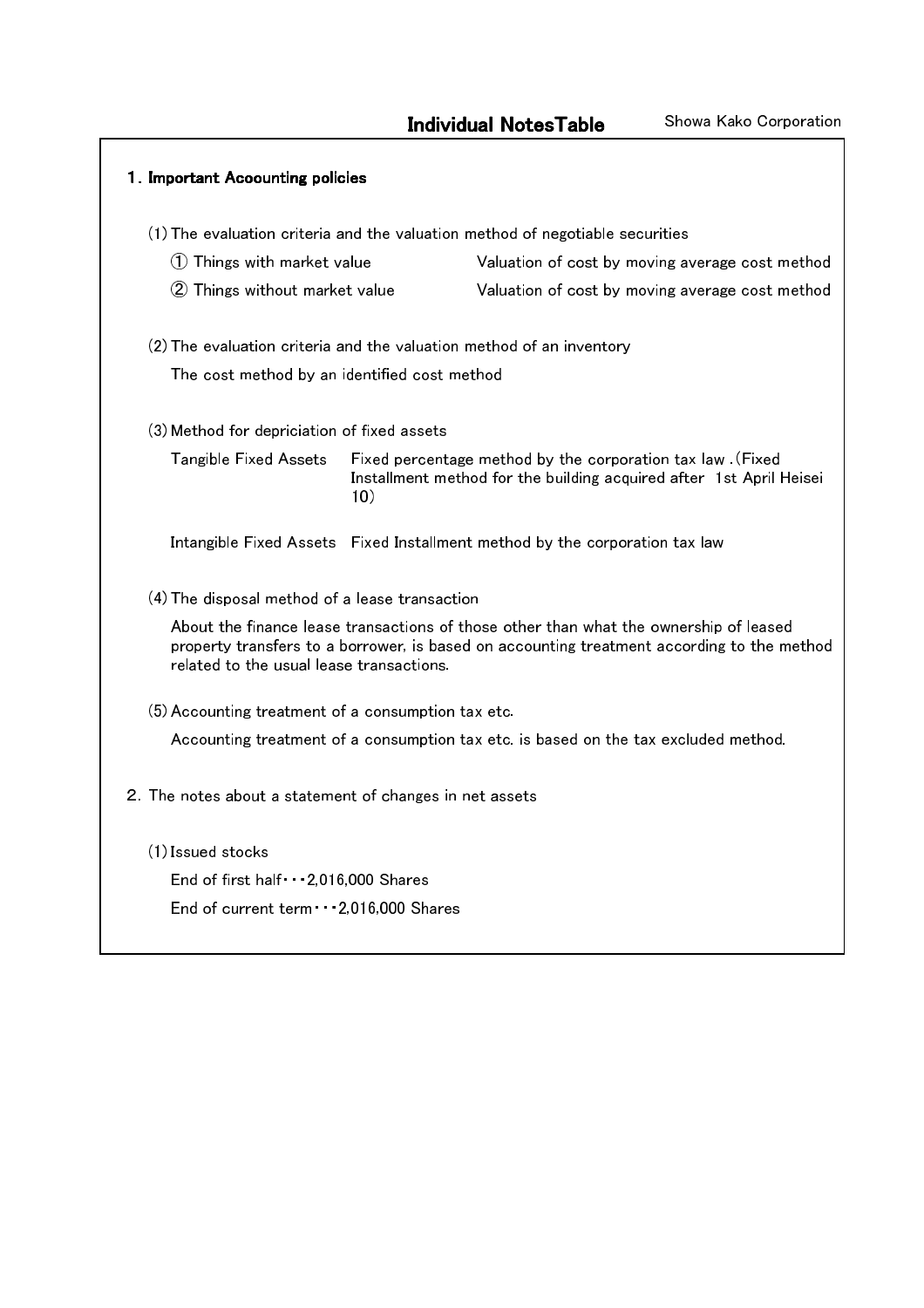# Individual NotesTable

Showa Kako Corporation

## 1. Important Acoounting policies

(1) The evaluation criteria and the valuation method of negotiable securities

| | |
|---|---|
| ① Things with market value | Valuation of cost by moving average cost method |
| ② Things without market value | Valuation of cost by moving average cost method |

(2) The evaluation criteria and the valuation method of an inventory

The cost method by an identified cost method

(3) Method for depriciation of fixed assets

| | |
|---|---|
| Tangible Fixed Assets | Fixed percentage method by the corporation tax law .(Fixed Installment method for the building acquired after 1st April Heisei 10) |
| Intangible Fixed Assets | Fixed Installment method by the corporation tax law |

(4) The disposal method of a lease transaction

About the finance lease transactions of those other than what the ownership of leased property transfers to a borrower, is based on accounting treatment according to the method related to the usual lease transactions.

(5) Accounting treatment of a consumption tax etc.

Accounting treatment of a consumption tax etc. is based on the tax excluded method.

## 2. The notes about a statement of changes in net assets

(1) Issued stocks

End of first half・・・2,016,000 Shares

End of current term・・・2,016,000 Shares